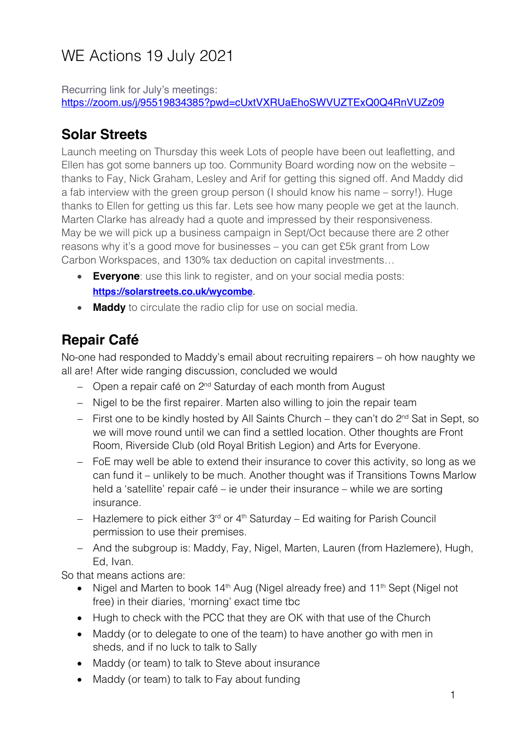# WE Actions 19 July 2021

Recurring link for July's meetings:
https://zoom.us/j/95519834385?pwd=cUxtVXRUaEhoSWVUZTExQ0Q4RnVUZz09

## Solar Streets

Launch meeting on Thursday this week Lots of people have been out leafletting, and Ellen has got some banners up too. Community Board wording now on the website – thanks to Fay, Nick Graham, Lesley and Arif for getting this signed off. And Maddy did a fab interview with the green group person (I should know his name – sorry!). Huge thanks to Ellen for getting us this far. Lets see how many people we get at the launch. Marten Clarke has already had a quote and impressed by their responsiveness. May be we will pick up a business campaign in Sept/Oct because there are 2 other reasons why it's a good move for businesses – you can get £5k grant from Low Carbon Workspaces, and 130% tax deduction on capital investments…

- **Everyone**: use this link to register, and on your social media posts: **https://solarstreets.co.uk/wycombe**.
- **Maddy** to circulate the radio clip for use on social media.

## Repair Café

No-one had responded to Maddy's email about recruiting repairers – oh how naughty we all are! After wide ranging discussion, concluded we would

- Open a repair café on 2nd Saturday of each month from August
- Nigel to be the first repairer. Marten also willing to join the repair team
- First one to be kindly hosted by All Saints Church – they can't do 2nd Sat in Sept, so we will move round until we can find a settled location. Other thoughts are Front Room, Riverside Club (old Royal British Legion) and Arts for Everyone.
- FoE may well be able to extend their insurance to cover this activity, so long as we can fund it – unlikely to be much. Another thought was if Transitions Towns Marlow held a 'satellite' repair café – ie under their insurance – while we are sorting insurance.
- Hazlemere to pick either 3rd or 4th Saturday – Ed waiting for Parish Council permission to use their premises.
- And the subgroup is: Maddy, Fay, Nigel, Marten, Lauren (from Hazlemere), Hugh, Ed, Ivan.

So that means actions are:

- Nigel and Marten to book 14th Aug (Nigel already free) and 11th Sept (Nigel not free) in their diaries, 'morning' exact time tbc
- Hugh to check with the PCC that they are OK with that use of the Church
- Maddy (or to delegate to one of the team) to have another go with men in sheds, and if no luck to talk to Sally
- Maddy (or team) to talk to Steve about insurance
- Maddy (or team) to talk to Fay about funding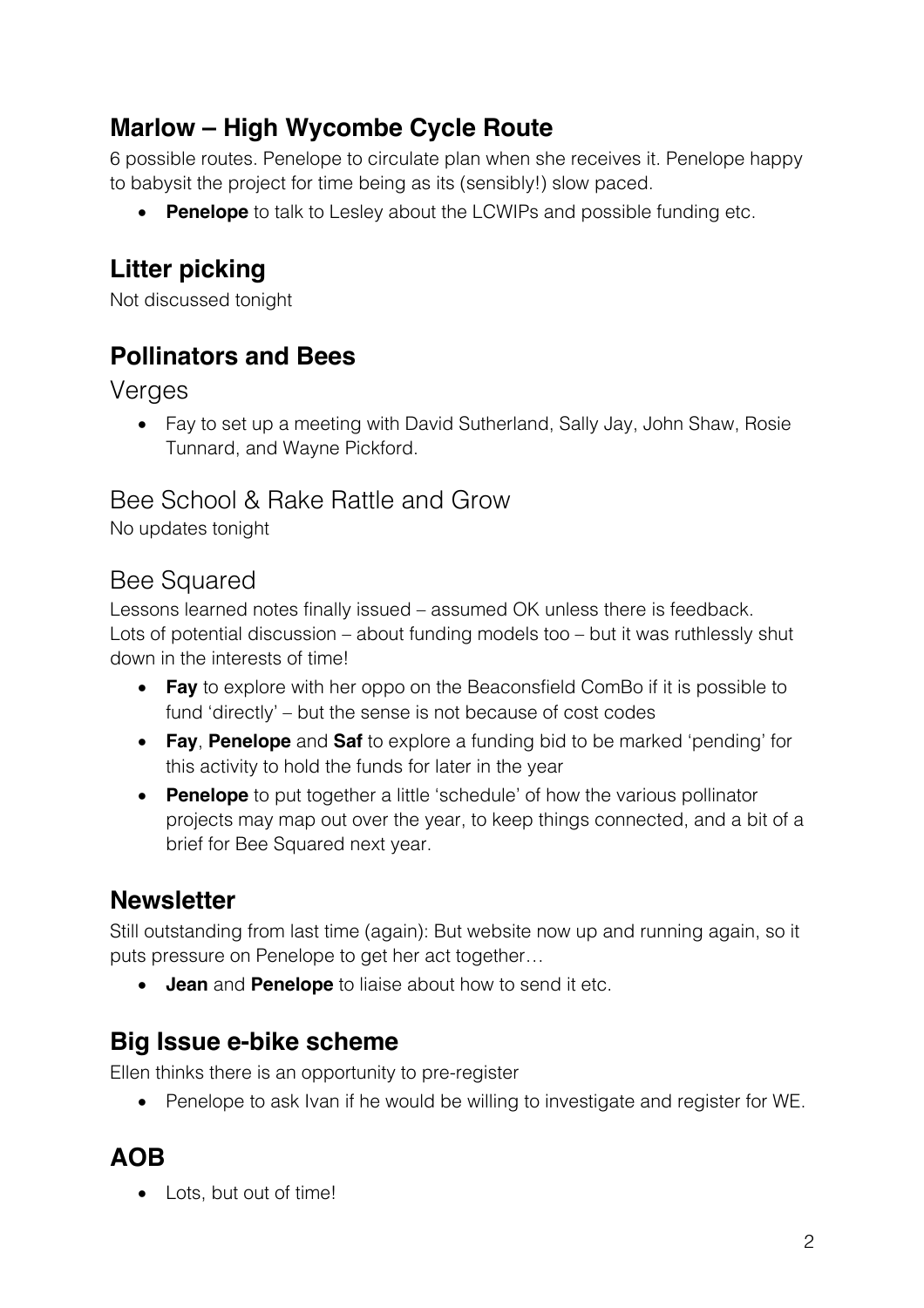## Marlow – High Wycombe Cycle Route

6 possible routes. Penelope to circulate plan when she receives it. Penelope happy to babysit the project for time being as its (sensibly!) slow paced.

- **Penelope** to talk to Lesley about the LCWIPs and possible funding etc.

## Litter picking

Not discussed tonight

## Pollinators and Bees

### Verges

- Fay to set up a meeting with David Sutherland, Sally Jay, John Shaw, Rosie Tunnard, and Wayne Pickford.

### Bee School & Rake Rattle and Grow

No updates tonight

### Bee Squared

Lessons learned notes finally issued – assumed OK unless there is feedback.
Lots of potential discussion – about funding models too – but it was ruthlessly shut down in the interests of time!

- **Fay** to explore with her oppo on the Beaconsfield ComBo if it is possible to fund 'directly' – but the sense is not because of cost codes
- **Fay**, **Penelope** and **Saf** to explore a funding bid to be marked 'pending' for this activity to hold the funds for later in the year
- **Penelope** to put together a little 'schedule' of how the various pollinator projects may map out over the year, to keep things connected, and a bit of a brief for Bee Squared next year.

## Newsletter

Still outstanding from last time (again): But website now up and running again, so it puts pressure on Penelope to get her act together…

- **Jean** and **Penelope** to liaise about how to send it etc.

## Big Issue e-bike scheme

Ellen thinks there is an opportunity to pre-register

- Penelope to ask Ivan if he would be willing to investigate and register for WE.

## AOB

- Lots, but out of time!